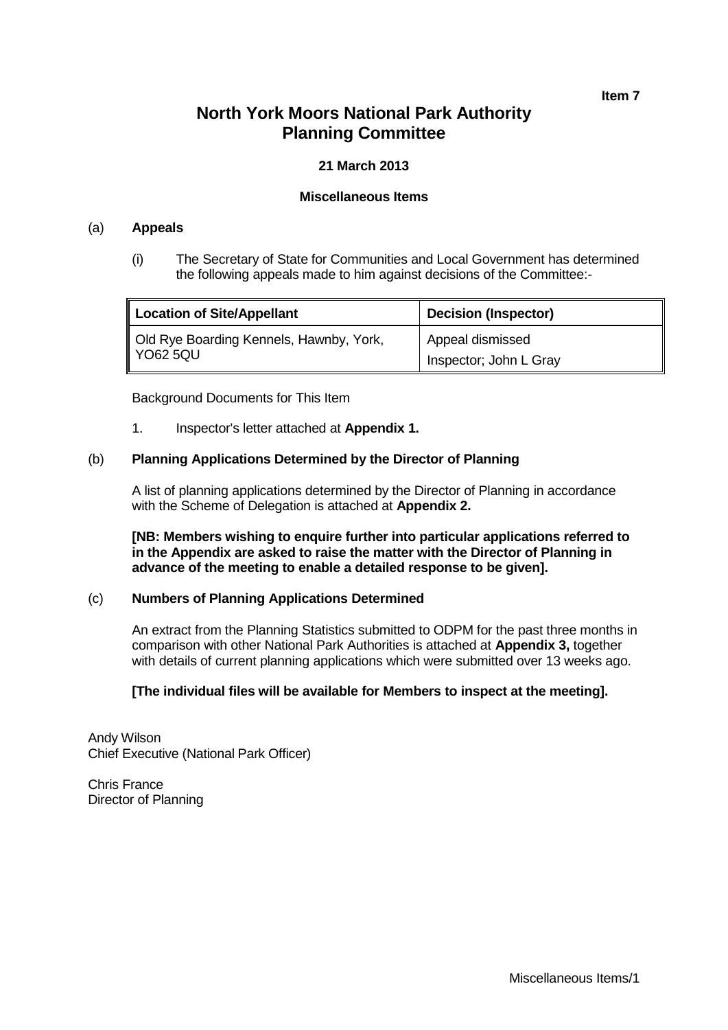**Item 7**

# North York Moors National Park Authority
# Planning Committee

**21 March 2013**

**Miscellaneous Items**

## (a) Appeals

(i) The Secretary of State for Communities and Local Government has determined the following appeals made to him against decisions of the Committee:-

| Location of Site/Appellant | Decision (Inspector) |
|---|---|
| Old Rye Boarding Kennels, Hawnby, York, YO62 5QU | Appeal dismissed<br>Inspector; John L Gray |

Background Documents for This Item

1. Inspector's letter attached at **Appendix 1.**

## (b) Planning Applications Determined by the Director of Planning

A list of planning applications determined by the Director of Planning in accordance with the Scheme of Delegation is attached at **Appendix 2.**

**[NB: Members wishing to enquire further into particular applications referred to in the Appendix are asked to raise the matter with the Director of Planning in advance of the meeting to enable a detailed response to be given].**

## (c) Numbers of Planning Applications Determined

An extract from the Planning Statistics submitted to ODPM for the past three months in comparison with other National Park Authorities is attached at **Appendix 3,** together with details of current planning applications which were submitted over 13 weeks ago.

**[The individual files will be available for Members to inspect at the meeting].**

Andy Wilson
Chief Executive (National Park Officer)

Chris France
Director of Planning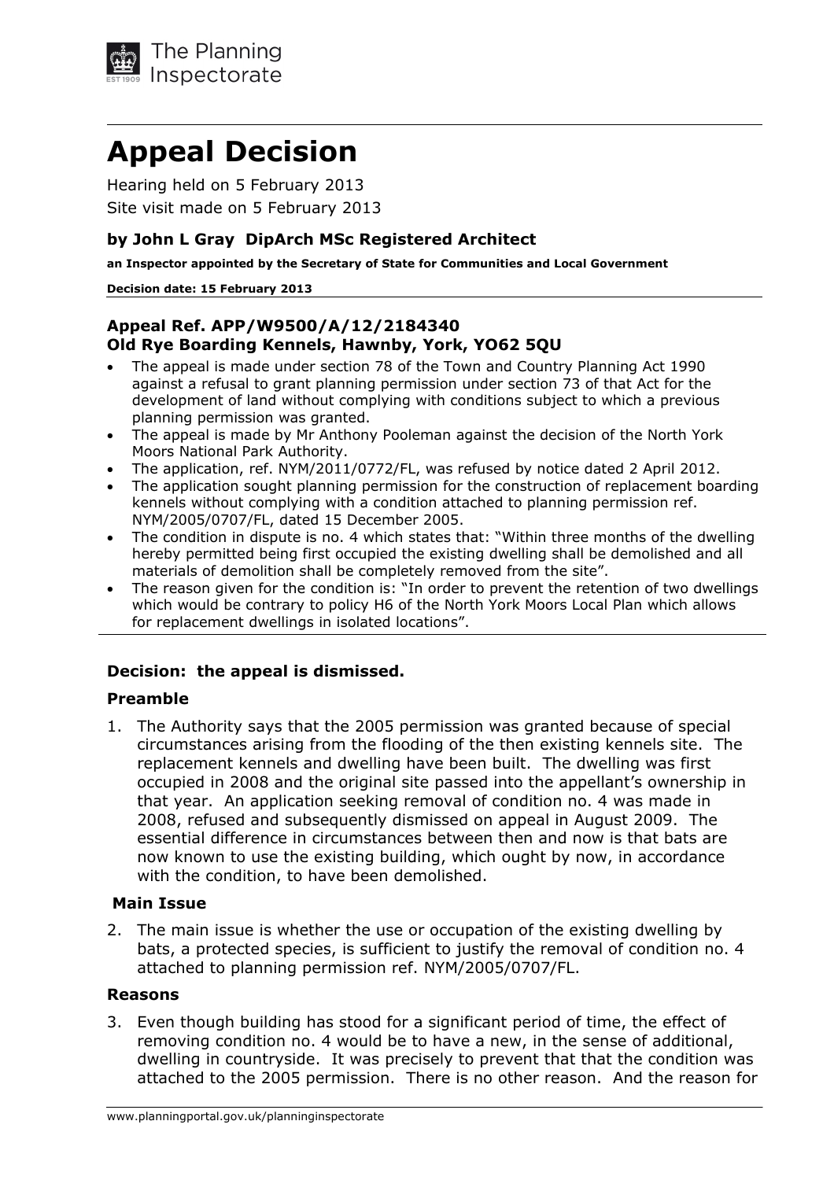# Appeal Decision

Hearing held on 5 February 2013

Site visit made on 5 February 2013

### by John L Gray DipArch MSc Registered Architect

**an Inspector appointed by the Secretary of State for Communities and Local Government**

**Decision date: 15 February 2013**

### Appeal Ref. APP/W9500/A/12/2184340
### Old Rye Boarding Kennels, Hawnby, York, YO62 5QU

- The appeal is made under section 78 of the Town and Country Planning Act 1990 against a refusal to grant planning permission under section 73 of that Act for the development of land without complying with conditions subject to which a previous planning permission was granted.
- The appeal is made by Mr Anthony Pooleman against the decision of the North York Moors National Park Authority.
- The application, ref. NYM/2011/0772/FL, was refused by notice dated 2 April 2012.
- The application sought planning permission for the construction of replacement boarding kennels without complying with a condition attached to planning permission ref. NYM/2005/0707/FL, dated 15 December 2005.
- The condition in dispute is no. 4 which states that: "Within three months of the dwelling hereby permitted being first occupied the existing dwelling shall be demolished and all materials of demolition shall be completely removed from the site".
- The reason given for the condition is: "In order to prevent the retention of two dwellings which would be contrary to policy H6 of the North York Moors Local Plan which allows for replacement dwellings in isolated locations".

### Decision: the appeal is dismissed.

### Preamble

1. The Authority says that the 2005 permission was granted because of special circumstances arising from the flooding of the then existing kennels site. The replacement kennels and dwelling have been built. The dwelling was first occupied in 2008 and the original site passed into the appellant's ownership in that year. An application seeking removal of condition no. 4 was made in 2008, refused and subsequently dismissed on appeal in August 2009. The essential difference in circumstances between then and now is that bats are now known to use the existing building, which ought by now, in accordance with the condition, to have been demolished.

### Main Issue

2. The main issue is whether the use or occupation of the existing dwelling by bats, a protected species, is sufficient to justify the removal of condition no. 4 attached to planning permission ref. NYM/2005/0707/FL.

### Reasons

3. Even though building has stood for a significant period of time, the effect of removing condition no. 4 would be to have a new, in the sense of additional, dwelling in countryside. It was precisely to prevent that that the condition was attached to the 2005 permission. There is no other reason. And the reason for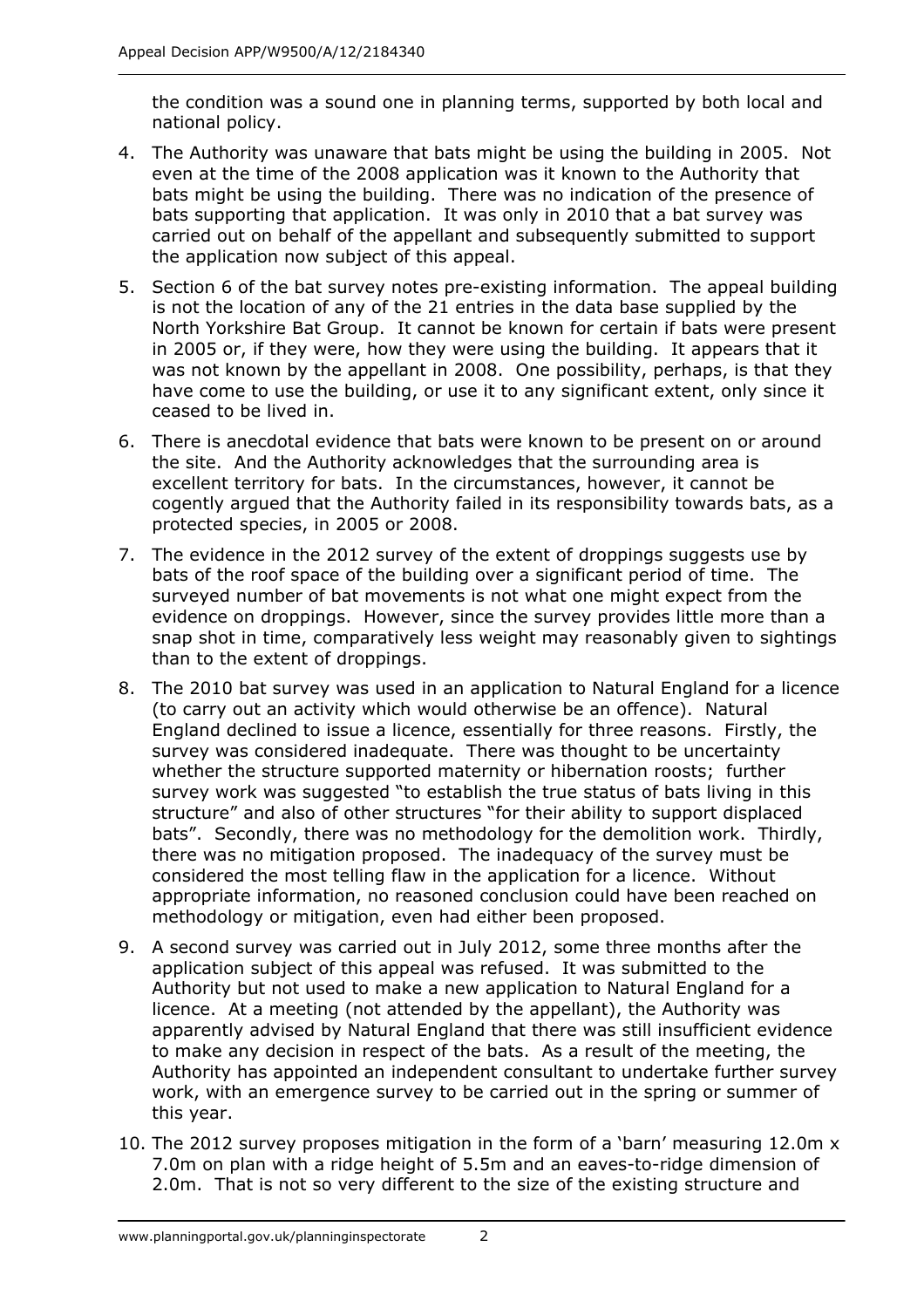the condition was a sound one in planning terms, supported by both local and national policy.

4. The Authority was unaware that bats might be using the building in 2005. Not even at the time of the 2008 application was it known to the Authority that bats might be using the building. There was no indication of the presence of bats supporting that application. It was only in 2010 that a bat survey was carried out on behalf of the appellant and subsequently submitted to support the application now subject of this appeal.

5. Section 6 of the bat survey notes pre-existing information. The appeal building is not the location of any of the 21 entries in the data base supplied by the North Yorkshire Bat Group. It cannot be known for certain if bats were present in 2005 or, if they were, how they were using the building. It appears that it was not known by the appellant in 2008. One possibility, perhaps, is that they have come to use the building, or use it to any significant extent, only since it ceased to be lived in.

6. There is anecdotal evidence that bats were known to be present on or around the site. And the Authority acknowledges that the surrounding area is excellent territory for bats. In the circumstances, however, it cannot be cogently argued that the Authority failed in its responsibility towards bats, as a protected species, in 2005 or 2008.

7. The evidence in the 2012 survey of the extent of droppings suggests use by bats of the roof space of the building over a significant period of time. The surveyed number of bat movements is not what one might expect from the evidence on droppings. However, since the survey provides little more than a snap shot in time, comparatively less weight may reasonably given to sightings than to the extent of droppings.

8. The 2010 bat survey was used in an application to Natural England for a licence (to carry out an activity which would otherwise be an offence). Natural England declined to issue a licence, essentially for three reasons. Firstly, the survey was considered inadequate. There was thought to be uncertainty whether the structure supported maternity or hibernation roosts; further survey work was suggested "to establish the true status of bats living in this structure" and also of other structures "for their ability to support displaced bats". Secondly, there was no methodology for the demolition work. Thirdly, there was no mitigation proposed. The inadequacy of the survey must be considered the most telling flaw in the application for a licence. Without appropriate information, no reasoned conclusion could have been reached on methodology or mitigation, even had either been proposed.

9. A second survey was carried out in July 2012, some three months after the application subject of this appeal was refused. It was submitted to the Authority but not used to make a new application to Natural England for a licence. At a meeting (not attended by the appellant), the Authority was apparently advised by Natural England that there was still insufficient evidence to make any decision in respect of the bats. As a result of the meeting, the Authority has appointed an independent consultant to undertake further survey work, with an emergence survey to be carried out in the spring or summer of this year.

10. The 2012 survey proposes mitigation in the form of a 'barn' measuring 12.0m x 7.0m on plan with a ridge height of 5.5m and an eaves-to-ridge dimension of 2.0m. That is not so very different to the size of the existing structure and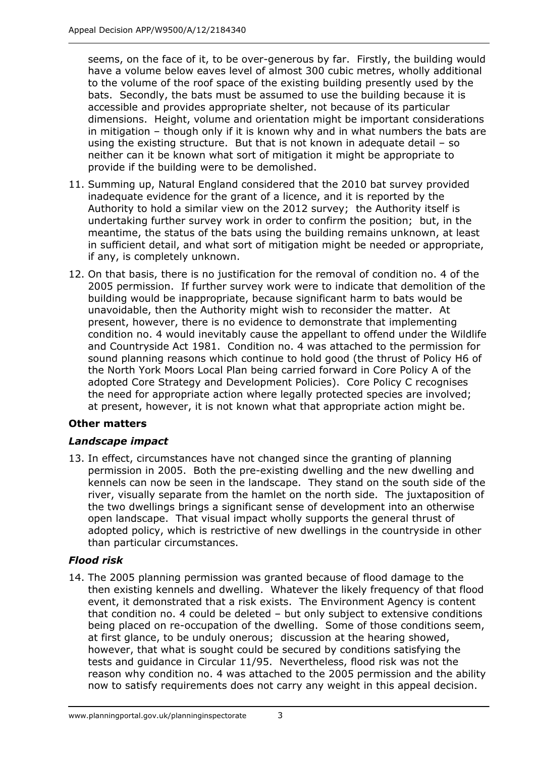seems, on the face of it, to be over-generous by far. Firstly, the building would have a volume below eaves level of almost 300 cubic metres, wholly additional to the volume of the roof space of the existing building presently used by the bats. Secondly, the bats must be assumed to use the building because it is accessible and provides appropriate shelter, not because of its particular dimensions. Height, volume and orientation might be important considerations in mitigation – though only if it is known why and in what numbers the bats are using the existing structure. But that is not known in adequate detail – so neither can it be known what sort of mitigation it might be appropriate to provide if the building were to be demolished.

11. Summing up, Natural England considered that the 2010 bat survey provided inadequate evidence for the grant of a licence, and it is reported by the Authority to hold a similar view on the 2012 survey; the Authority itself is undertaking further survey work in order to confirm the position; but, in the meantime, the status of the bats using the building remains unknown, at least in sufficient detail, and what sort of mitigation might be needed or appropriate, if any, is completely unknown.

12. On that basis, there is no justification for the removal of condition no. 4 of the 2005 permission. If further survey work were to indicate that demolition of the building would be inappropriate, because significant harm to bats would be unavoidable, then the Authority might wish to reconsider the matter. At present, however, there is no evidence to demonstrate that implementing condition no. 4 would inevitably cause the appellant to offend under the Wildlife and Countryside Act 1981. Condition no. 4 was attached to the permission for sound planning reasons which continue to hold good (the thrust of Policy H6 of the North York Moors Local Plan being carried forward in Core Policy A of the adopted Core Strategy and Development Policies). Core Policy C recognises the need for appropriate action where legally protected species are involved; at present, however, it is not known what that appropriate action might be.

**Other matters**

***Landscape impact***

13. In effect, circumstances have not changed since the granting of planning permission in 2005. Both the pre-existing dwelling and the new dwelling and kennels can now be seen in the landscape. They stand on the south side of the river, visually separate from the hamlet on the north side. The juxtaposition of the two dwellings brings a significant sense of development into an otherwise open landscape. That visual impact wholly supports the general thrust of adopted policy, which is restrictive of new dwellings in the countryside in other than particular circumstances.

***Flood risk***

14. The 2005 planning permission was granted because of flood damage to the then existing kennels and dwelling. Whatever the likely frequency of that flood event, it demonstrated that a risk exists. The Environment Agency is content that condition no. 4 could be deleted – but only subject to extensive conditions being placed on re-occupation of the dwelling. Some of those conditions seem, at first glance, to be unduly onerous; discussion at the hearing showed, however, that what is sought could be secured by conditions satisfying the tests and guidance in Circular 11/95. Nevertheless, flood risk was not the reason why condition no. 4 was attached to the 2005 permission and the ability now to satisfy requirements does not carry any weight in this appeal decision.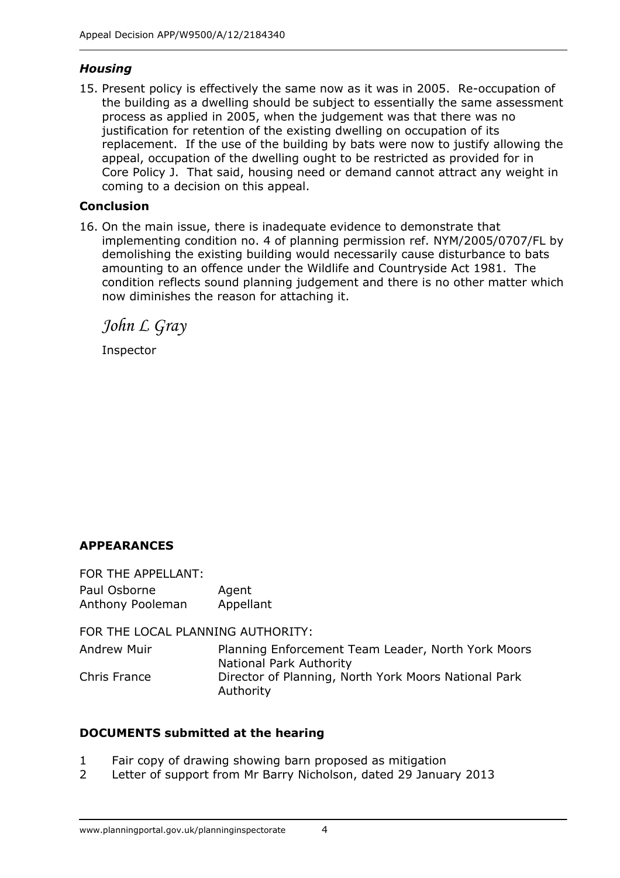### *Housing*

15. Present policy is effectively the same now as it was in 2005. Re-occupation of the building as a dwelling should be subject to essentially the same assessment process as applied in 2005, when the judgement was that there was no justification for retention of the existing dwelling on occupation of its replacement. If the use of the building by bats were now to justify allowing the appeal, occupation of the dwelling ought to be restricted as provided for in Core Policy J. That said, housing need or demand cannot attract any weight in coming to a decision on this appeal.

### Conclusion

16. On the main issue, there is inadequate evidence to demonstrate that implementing condition no. 4 of planning permission ref. NYM/2005/0707/FL by demolishing the existing building would necessarily cause disturbance to bats amounting to an offence under the Wildlife and Countryside Act 1981. The condition reflects sound planning judgement and there is no other matter which now diminishes the reason for attaching it.

*John L Gray*

Inspector

## APPEARANCES

FOR THE APPELLANT:

| | |
|---|---|
| Paul Osborne | Agent |
| Anthony Pooleman | Appellant |

FOR THE LOCAL PLANNING AUTHORITY:

| | |
|---|---|
| Andrew Muir | Planning Enforcement Team Leader, North York Moors National Park Authority |
| Chris France | Director of Planning, North York Moors National Park Authority |

## DOCUMENTS submitted at the hearing

1. Fair copy of drawing showing barn proposed as mitigation
2. Letter of support from Mr Barry Nicholson, dated 29 January 2013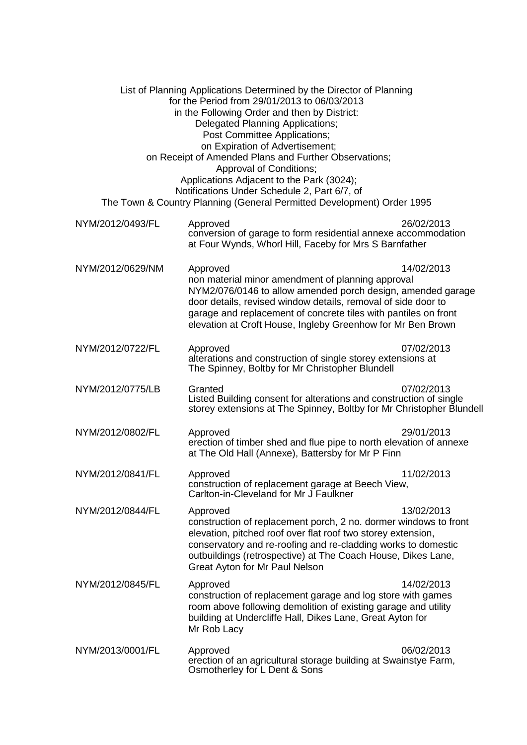List of Planning Applications Determined by the Director of Planning
for the Period from 29/01/2013 to 06/03/2013
in the Following Order and then by District:
Delegated Planning Applications;
Post Committee Applications;
on Expiration of Advertisement;
on Receipt of Amended Plans and Further Observations;
Approval of Conditions;
Applications Adjacent to the Park (3024);
Notifications Under Schedule 2, Part 6/7, of
The Town & Country Planning (General Permitted Development) Order 1995

| Reference | Decision / Description | Date |
|---|---|---|
| NYM/2012/0493/FL | Approved<br>conversion of garage to form residential annexe accommodation at Four Wynds, Whorl Hill, Faceby for Mrs S Barnfather | 26/02/2013 |
| NYM/2012/0629/NM | Approved<br>non material minor amendment of planning approval NYM2/076/0146 to allow amended porch design, amended garage door details, revised window details, removal of side door to garage and replacement of concrete tiles with pantiles on front elevation at Croft House, Ingleby Greenhow for Mr Ben Brown | 14/02/2013 |
| NYM/2012/0722/FL | Approved<br>alterations and construction of single storey extensions at The Spinney, Boltby for Mr Christopher Blundell | 07/02/2013 |
| NYM/2012/0775/LB | Granted<br>Listed Building consent for alterations and construction of single storey extensions at The Spinney, Boltby for Mr Christopher Blundell | 07/02/2013 |
| NYM/2012/0802/FL | Approved<br>erection of timber shed and flue pipe to north elevation of annexe at The Old Hall (Annexe), Battersby for Mr P Finn | 29/01/2013 |
| NYM/2012/0841/FL | Approved<br>construction of replacement garage at Beech View, Carlton-in-Cleveland for Mr J Faulkner | 11/02/2013 |
| NYM/2012/0844/FL | Approved<br>construction of replacement porch, 2 no. dormer windows to front elevation, pitched roof over flat roof two storey extension, conservatory and re-roofing and re-cladding works to domestic outbuildings (retrospective) at The Coach House, Dikes Lane, Great Ayton for Mr Paul Nelson | 13/02/2013 |
| NYM/2012/0845/FL | Approved<br>construction of replacement garage and log store with games room above following demolition of existing garage and utility building at Undercliffe Hall, Dikes Lane, Great Ayton for Mr Rob Lacy | 14/02/2013 |
| NYM/2013/0001/FL | Approved<br>erection of an agricultural storage building at Swainstye Farm, Osmotherley for L Dent & Sons | 06/02/2013 |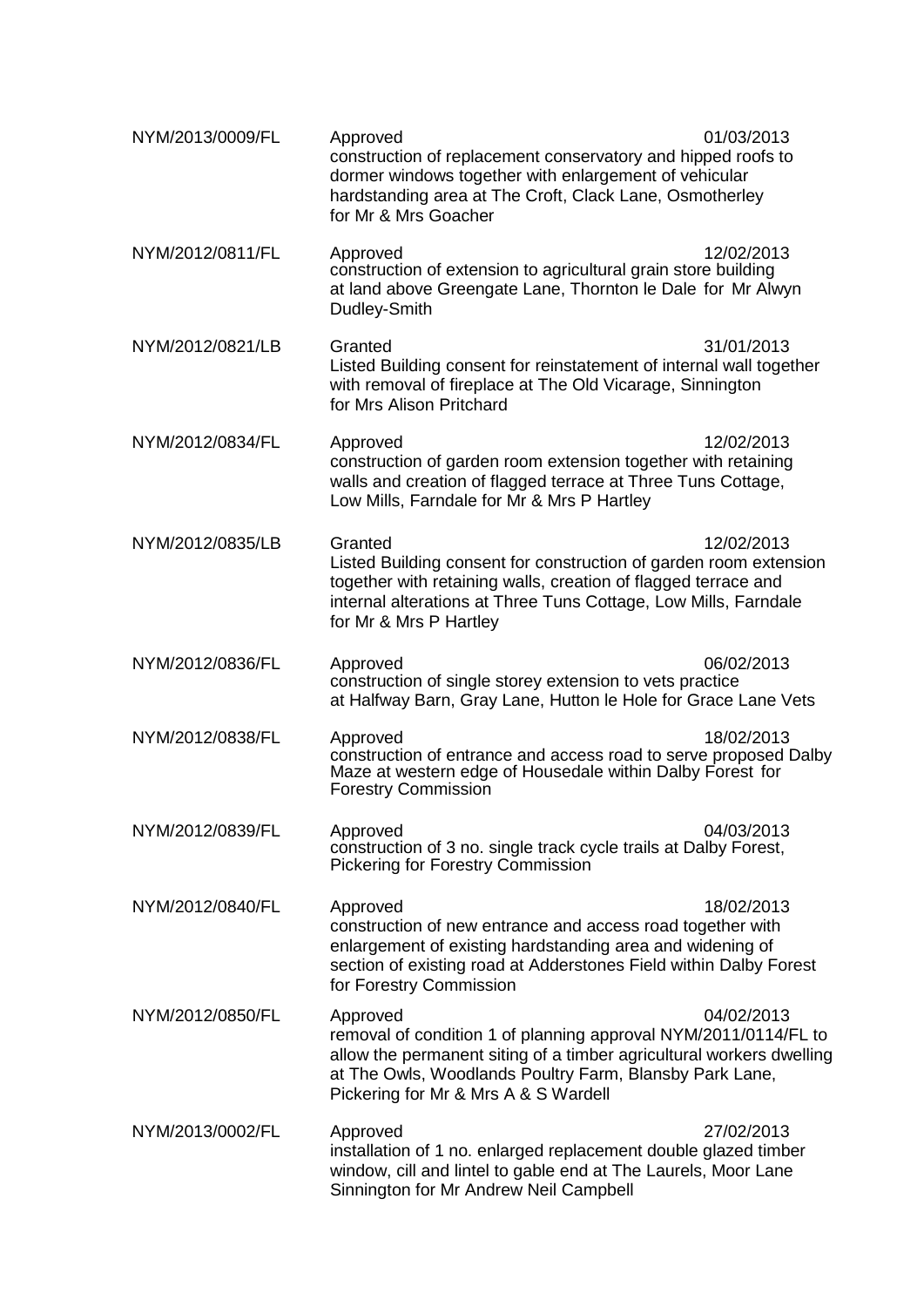| | | |
|---|---|---|
| NYM/2013/0009/FL | Approved<br>construction of replacement conservatory and hipped roofs to dormer windows together with enlargement of vehicular hardstanding area at The Croft, Clack Lane, Osmotherley for Mr & Mrs Goacher | 01/03/2013 |
| NYM/2012/0811/FL | Approved<br>construction of extension to agricultural grain store building at land above Greengate Lane, Thornton le Dale for Mr Alwyn Dudley-Smith | 12/02/2013 |
| NYM/2012/0821/LB | Granted<br>Listed Building consent for reinstatement of internal wall together with removal of fireplace at The Old Vicarage, Sinnington for Mrs Alison Pritchard | 31/01/2013 |
| NYM/2012/0834/FL | Approved<br>construction of garden room extension together with retaining walls and creation of flagged terrace at Three Tuns Cottage, Low Mills, Farndale for Mr & Mrs P Hartley | 12/02/2013 |
| NYM/2012/0835/LB | Granted<br>Listed Building consent for construction of garden room extension together with retaining walls, creation of flagged terrace and internal alterations at Three Tuns Cottage, Low Mills, Farndale for Mr & Mrs P Hartley | 12/02/2013 |
| NYM/2012/0836/FL | Approved<br>construction of single storey extension to vets practice at Halfway Barn, Gray Lane, Hutton le Hole for Grace Lane Vets | 06/02/2013 |
| NYM/2012/0838/FL | Approved<br>construction of entrance and access road to serve proposed Dalby Maze at western edge of Housedale within Dalby Forest for Forestry Commission | 18/02/2013 |
| NYM/2012/0839/FL | Approved<br>construction of 3 no. single track cycle trails at Dalby Forest, Pickering for Forestry Commission | 04/03/2013 |
| NYM/2012/0840/FL | Approved<br>construction of new entrance and access road together with enlargement of existing hardstanding area and widening of section of existing road at Adderstones Field within Dalby Forest for Forestry Commission | 18/02/2013 |
| NYM/2012/0850/FL | Approved<br>removal of condition 1 of planning approval NYM/2011/0114/FL to allow the permanent siting of a timber agricultural workers dwelling at The Owls, Woodlands Poultry Farm, Blansby Park Lane, Pickering for Mr & Mrs A & S Wardell | 04/02/2013 |
| NYM/2013/0002/FL | Approved<br>installation of 1 no. enlarged replacement double glazed timber window, cill and lintel to gable end at The Laurels, Moor Lane Sinnington for Mr Andrew Neil Campbell | 27/02/2013 |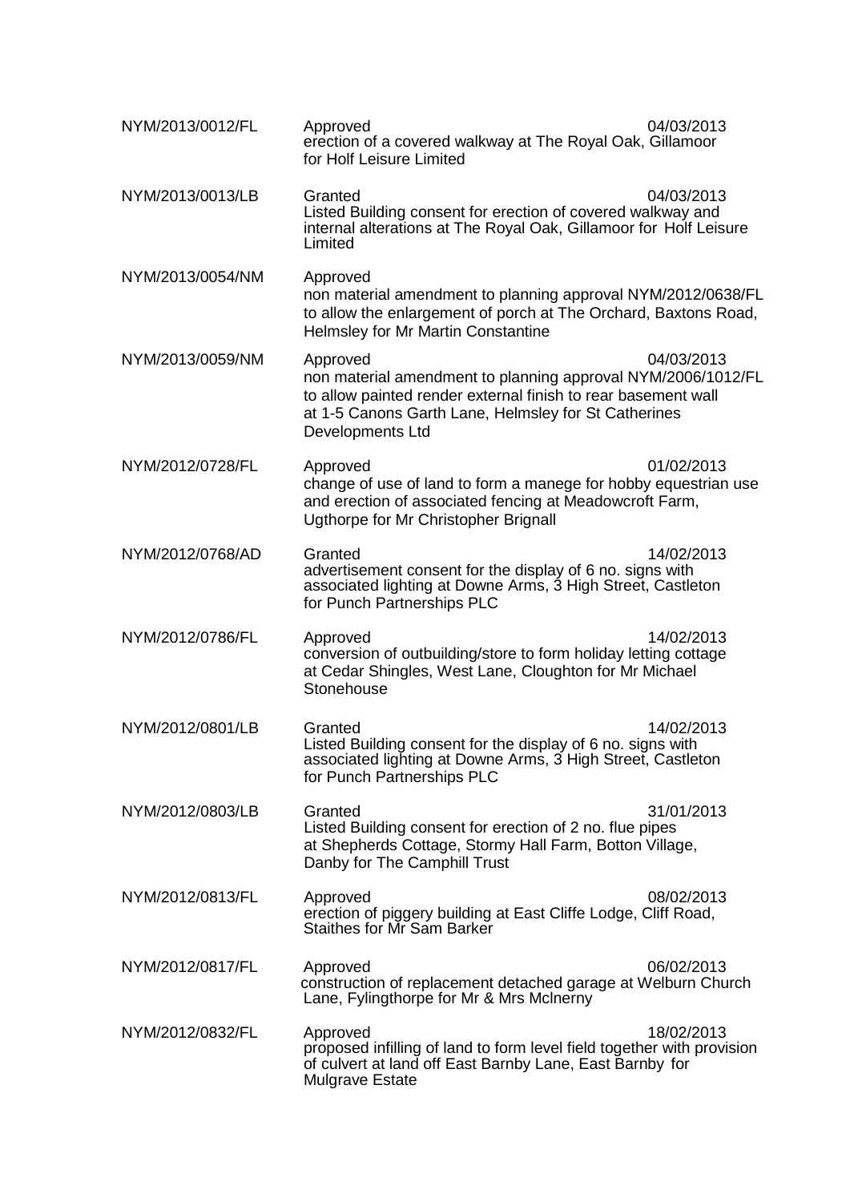| | | |
|---|---|---|
| NYM/2013/0012/FL | Approved<br>erection of a covered walkway at The Royal Oak, Gillamoor for Holf Leisure Limited | 04/03/2013 |
| NYM/2013/0013/LB | Granted<br>Listed Building consent for erection of covered walkway and internal alterations at The Royal Oak, Gillamoor for Holf Leisure Limited | 04/03/2013 |
| NYM/2013/0054/NM | Approved<br>non material amendment to planning approval NYM/2012/0638/FL to allow the enlargement of porch at The Orchard, Baxtons Road, Helmsley for Mr Martin Constantine | |
| NYM/2013/0059/NM | Approved<br>non material amendment to planning approval NYM/2006/1012/FL to allow painted render external finish to rear basement wall at 1-5 Canons Garth Lane, Helmsley for St Catherines Developments Ltd | 04/03/2013 |
| NYM/2012/0728/FL | Approved<br>change of use of land to form a manege for hobby equestrian use and erection of associated fencing at Meadowcroft Farm, Ugthorpe for Mr Christopher Brignall | 01/02/2013 |
| NYM/2012/0768/AD | Granted<br>advertisement consent for the display of 6 no. signs with associated lighting at Downe Arms, 3 High Street, Castleton for Punch Partnerships PLC | 14/02/2013 |
| NYM/2012/0786/FL | Approved<br>conversion of outbuilding/store to form holiday letting cottage at Cedar Shingles, West Lane, Cloughton for Mr Michael Stonehouse | 14/02/2013 |
| NYM/2012/0801/LB | Granted<br>Listed Building consent for the display of 6 no. signs with associated lighting at Downe Arms, 3 High Street, Castleton for Punch Partnerships PLC | 14/02/2013 |
| NYM/2012/0803/LB | Granted<br>Listed Building consent for erection of 2 no. flue pipes at Shepherds Cottage, Stormy Hall Farm, Botton Village, Danby for The Camphill Trust | 31/01/2013 |
| NYM/2012/0813/FL | Approved<br>erection of piggery building at East Cliffe Lodge, Cliff Road, Staithes for Mr Sam Barker | 08/02/2013 |
| NYM/2012/0817/FL | Approved<br>construction of replacement detached garage at Welburn Church Lane, Fylingthorpe for Mr & Mrs Mclnerny | 06/02/2013 |
| NYM/2012/0832/FL | Approved<br>proposed infilling of land to form level field together with provision of culvert at land off East Barnby Lane, East Barnby for Mulgrave Estate | 18/02/2013 |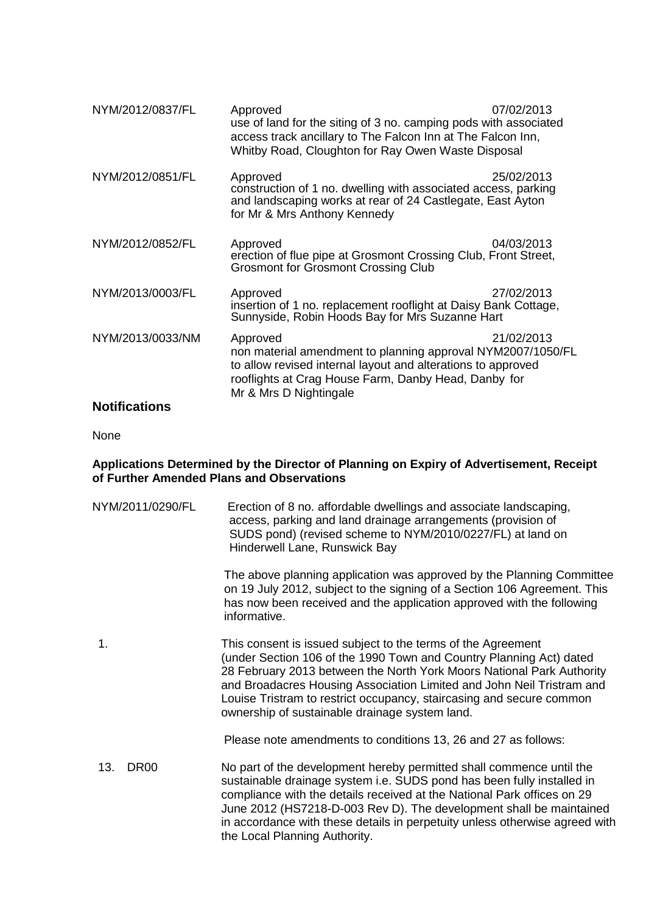| | | |
|---|---|---|
| NYM/2012/0837/FL | Approved<br>use of land for the siting of 3 no. camping pods with associated access track ancillary to The Falcon Inn at The Falcon Inn, Whitby Road, Cloughton for Ray Owen Waste Disposal | 07/02/2013 |
| NYM/2012/0851/FL | Approved<br>construction of 1 no. dwelling with associated access, parking and landscaping works at rear of 24 Castlegate, East Ayton for Mr & Mrs Anthony Kennedy | 25/02/2013 |
| NYM/2012/0852/FL | Approved<br>erection of flue pipe at Grosmont Crossing Club, Front Street, Grosmont for Grosmont Crossing Club | 04/03/2013 |
| NYM/2013/0003/FL | Approved<br>insertion of 1 no. replacement rooflight at Daisy Bank Cottage, Sunnyside, Robin Hoods Bay for Mrs Suzanne Hart | 27/02/2013 |
| NYM/2013/0033/NM | Approved<br>non material amendment to planning approval NYM2007/1050/FL to allow revised internal layout and alterations to approved rooflights at Crag House Farm, Danby Head, Danby for Mr & Mrs D Nightingale | 21/02/2013 |

## Notifications

None

**Applications Determined by the Director of Planning on Expiry of Advertisement, Receipt of Further Amended Plans and Observations**

NYM/2011/0290/FL — Erection of 8 no. affordable dwellings and associate landscaping, access, parking and land drainage arrangements (provision of SUDS pond) (revised scheme to NYM/2010/0227/FL) at land on Hinderwell Lane, Runswick Bay

The above planning application was approved by the Planning Committee on 19 July 2012, subject to the signing of a Section 106 Agreement. This has now been received and the application approved with the following informative.

1. This consent is issued subject to the terms of the Agreement (under Section 106 of the 1990 Town and Country Planning Act) dated 28 February 2013 between the North York Moors National Park Authority and Broadacres Housing Association Limited and John Neil Tristram and Louise Tristram to restrict occupancy, staircasing and secure common ownership of sustainable drainage system land.

Please note amendments to conditions 13, 26 and 27 as follows:

13. DR00 — No part of the development hereby permitted shall commence until the sustainable drainage system i.e. SUDS pond has been fully installed in compliance with the details received at the National Park offices on 29 June 2012 (HS7218-D-003 Rev D). The development shall be maintained in accordance with these details in perpetuity unless otherwise agreed with the Local Planning Authority.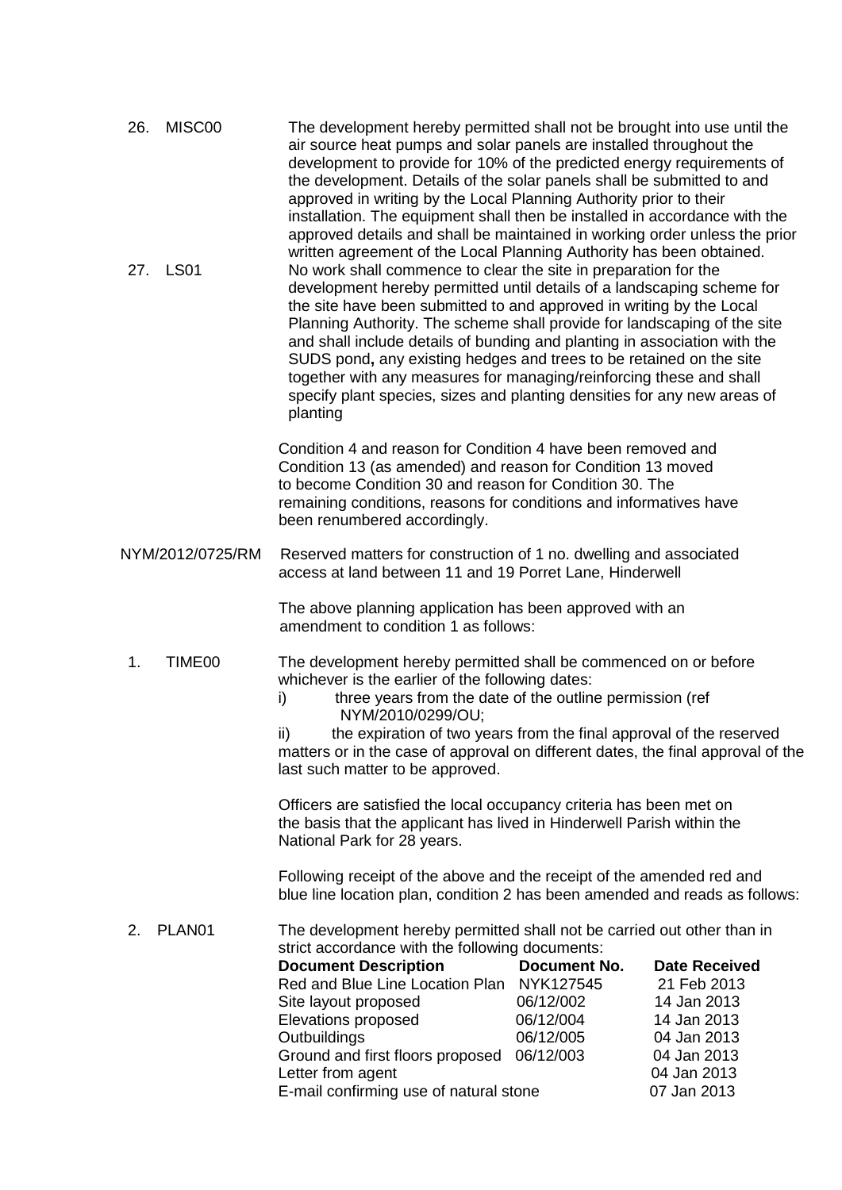26. MISC00 The development hereby permitted shall not be brought into use until the air source heat pumps and solar panels are installed throughout the development to provide for 10% of the predicted energy requirements of the development. Details of the solar panels shall be submitted to and approved in writing by the Local Planning Authority prior to their installation. The equipment shall then be installed in accordance with the approved details and shall be maintained in working order unless the prior written agreement of the Local Planning Authority has been obtained.

27. LS01 No work shall commence to clear the site in preparation for the development hereby permitted until details of a landscaping scheme for the site have been submitted to and approved in writing by the Local Planning Authority. The scheme shall provide for landscaping of the site and shall include details of bunding and planting in association with the SUDS pond**,** any existing hedges and trees to be retained on the site together with any measures for managing/reinforcing these and shall specify plant species, sizes and planting densities for any new areas of planting

Condition 4 and reason for Condition 4 have been removed and Condition 13 (as amended) and reason for Condition 13 moved to become Condition 30 and reason for Condition 30. The remaining conditions, reasons for conditions and informatives have been renumbered accordingly.

NYM/2012/0725/RM Reserved matters for construction of 1 no. dwelling and associated access at land between 11 and 19 Porret Lane, Hinderwell

The above planning application has been approved with an amendment to condition 1 as follows:

1. TIME00 The development hereby permitted shall be commenced on or before whichever is the earlier of the following dates:
   i) three years from the date of the outline permission (ref NYM/2010/0299/OU;
   ii) the expiration of two years from the final approval of the reserved matters or in the case of approval on different dates, the final approval of the last such matter to be approved.

Officers are satisfied the local occupancy criteria has been met on the basis that the applicant has lived in Hinderwell Parish within the National Park for 28 years.

Following receipt of the above and the receipt of the amended red and blue line location plan, condition 2 has been amended and reads as follows:

2. PLAN01 The development hereby permitted shall not be carried out other than in strict accordance with the following documents:

| Document Description | Document No. | Date Received |
|---|---|---|
| Red and Blue Line Location Plan | NYK127545 | 21 Feb 2013 |
| Site layout proposed | 06/12/002 | 14 Jan 2013 |
| Elevations proposed | 06/12/004 | 14 Jan 2013 |
| Outbuildings | 06/12/005 | 04 Jan 2013 |
| Ground and first floors proposed | 06/12/003 | 04 Jan 2013 |
| Letter from agent | | 04 Jan 2013 |
| E-mail confirming use of natural stone | | 07 Jan 2013 |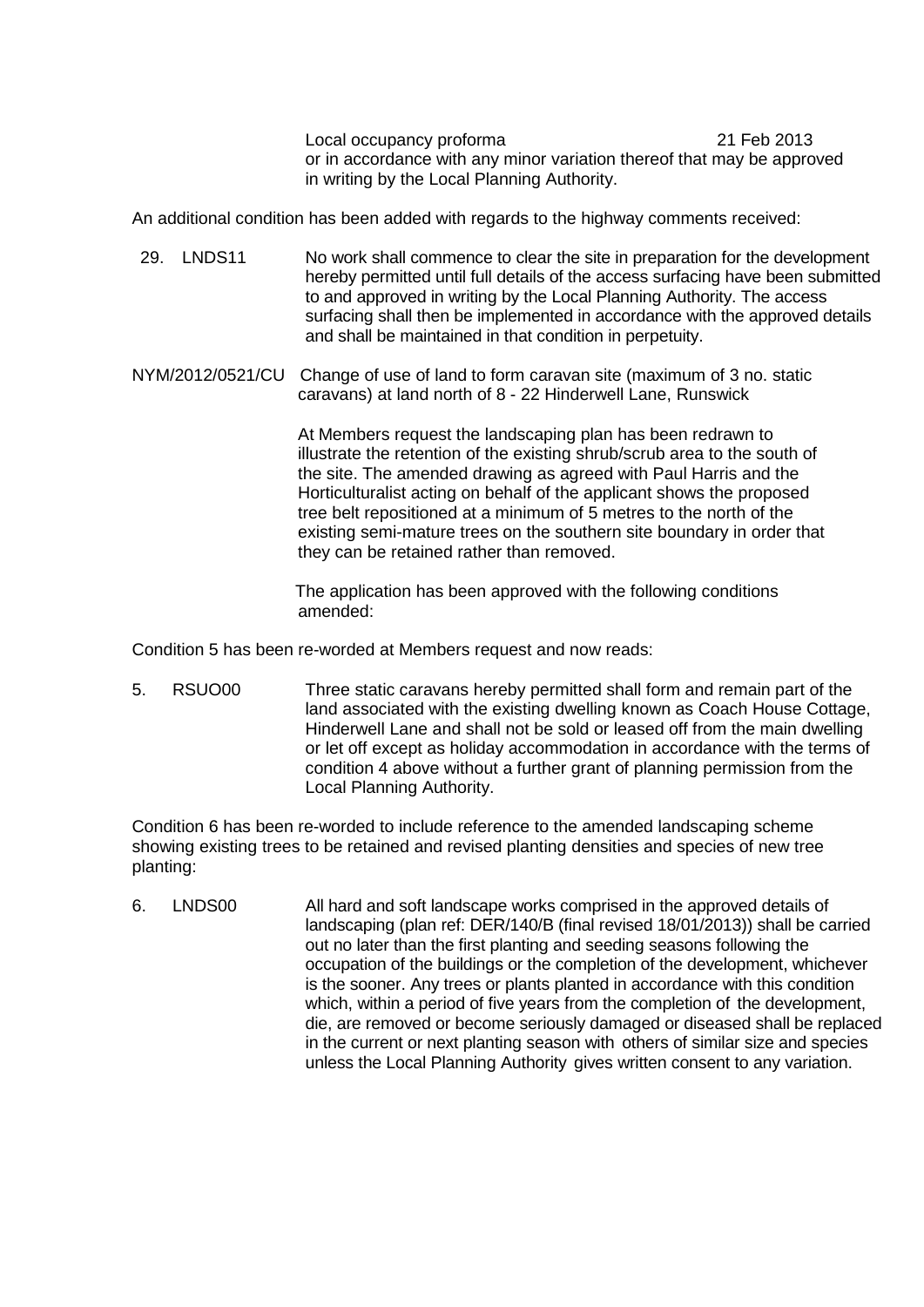Local occupancy proforma 21 Feb 2013
or in accordance with any minor variation thereof that may be approved in writing by the Local Planning Authority.

An additional condition has been added with regards to the highway comments received:

29. LNDS11 No work shall commence to clear the site in preparation for the development hereby permitted until full details of the access surfacing have been submitted to and approved in writing by the Local Planning Authority. The access surfacing shall then be implemented in accordance with the approved details and shall be maintained in that condition in perpetuity.

NYM/2012/0521/CU Change of use of land to form caravan site (maximum of 3 no. static caravans) at land north of 8 - 22 Hinderwell Lane, Runswick

At Members request the landscaping plan has been redrawn to illustrate the retention of the existing shrub/scrub area to the south of the site. The amended drawing as agreed with Paul Harris and the Horticulturalist acting on behalf of the applicant shows the proposed tree belt repositioned at a minimum of 5 metres to the north of the existing semi-mature trees on the southern site boundary in order that they can be retained rather than removed.

The application has been approved with the following conditions amended:

Condition 5 has been re-worded at Members request and now reads:

5. RSUO00 Three static caravans hereby permitted shall form and remain part of the land associated with the existing dwelling known as Coach House Cottage, Hinderwell Lane and shall not be sold or leased off from the main dwelling or let off except as holiday accommodation in accordance with the terms of condition 4 above without a further grant of planning permission from the Local Planning Authority.

Condition 6 has been re-worded to include reference to the amended landscaping scheme showing existing trees to be retained and revised planting densities and species of new tree planting:

6. LNDS00 All hard and soft landscape works comprised in the approved details of landscaping (plan ref: DER/140/B (final revised 18/01/2013)) shall be carried out no later than the first planting and seeding seasons following the occupation of the buildings or the completion of the development, whichever is the sooner. Any trees or plants planted in accordance with this condition which, within a period of five years from the completion of the development, die, are removed or become seriously damaged or diseased shall be replaced in the current or next planting season with others of similar size and species unless the Local Planning Authority gives written consent to any variation.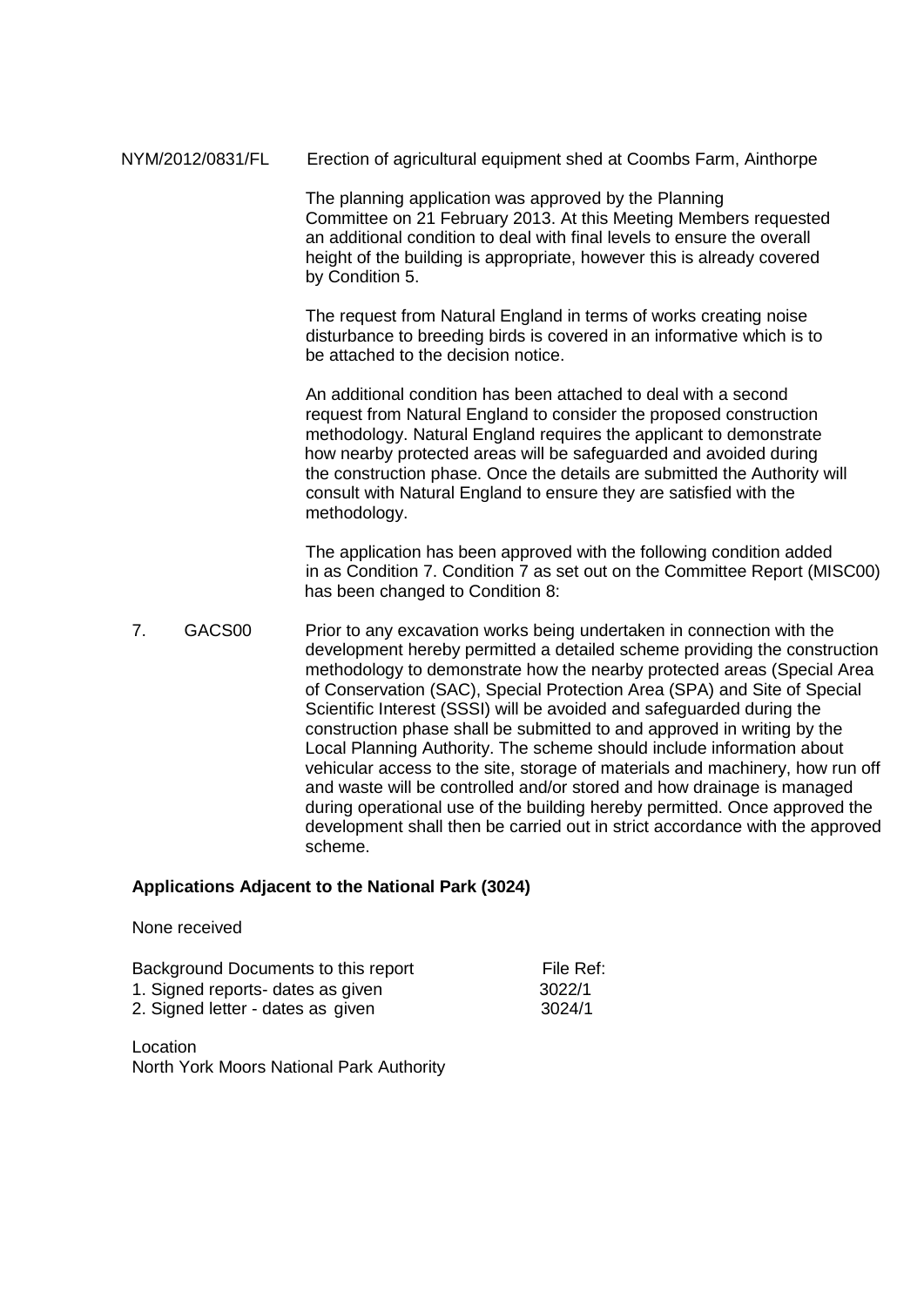NYM/2012/0831/FL Erection of agricultural equipment shed at Coombs Farm, Ainthorpe

The planning application was approved by the Planning Committee on 21 February 2013. At this Meeting Members requested an additional condition to deal with final levels to ensure the overall height of the building is appropriate, however this is already covered by Condition 5.

The request from Natural England in terms of works creating noise disturbance to breeding birds is covered in an informative which is to be attached to the decision notice.

An additional condition has been attached to deal with a second request from Natural England to consider the proposed construction methodology. Natural England requires the applicant to demonstrate how nearby protected areas will be safeguarded and avoided during the construction phase. Once the details are submitted the Authority will consult with Natural England to ensure they are satisfied with the methodology.

The application has been approved with the following condition added in as Condition 7. Condition 7 as set out on the Committee Report (MISC00) has been changed to Condition 8:

7. GACS00 Prior to any excavation works being undertaken in connection with the development hereby permitted a detailed scheme providing the construction methodology to demonstrate how the nearby protected areas (Special Area of Conservation (SAC), Special Protection Area (SPA) and Site of Special Scientific Interest (SSSI) will be avoided and safeguarded during the construction phase shall be submitted to and approved in writing by the Local Planning Authority. The scheme should include information about vehicular access to the site, storage of materials and machinery, how run off and waste will be controlled and/or stored and how drainage is managed during operational use of the building hereby permitted. Once approved the development shall then be carried out in strict accordance with the approved scheme.

**Applications Adjacent to the National Park (3024)**

None received

| Background Documents to this report | File Ref: |
|---|---|
| 1. Signed reports- dates as given | 3022/1 |
| 2. Signed letter - dates as given | 3024/1 |

Location
North York Moors National Park Authority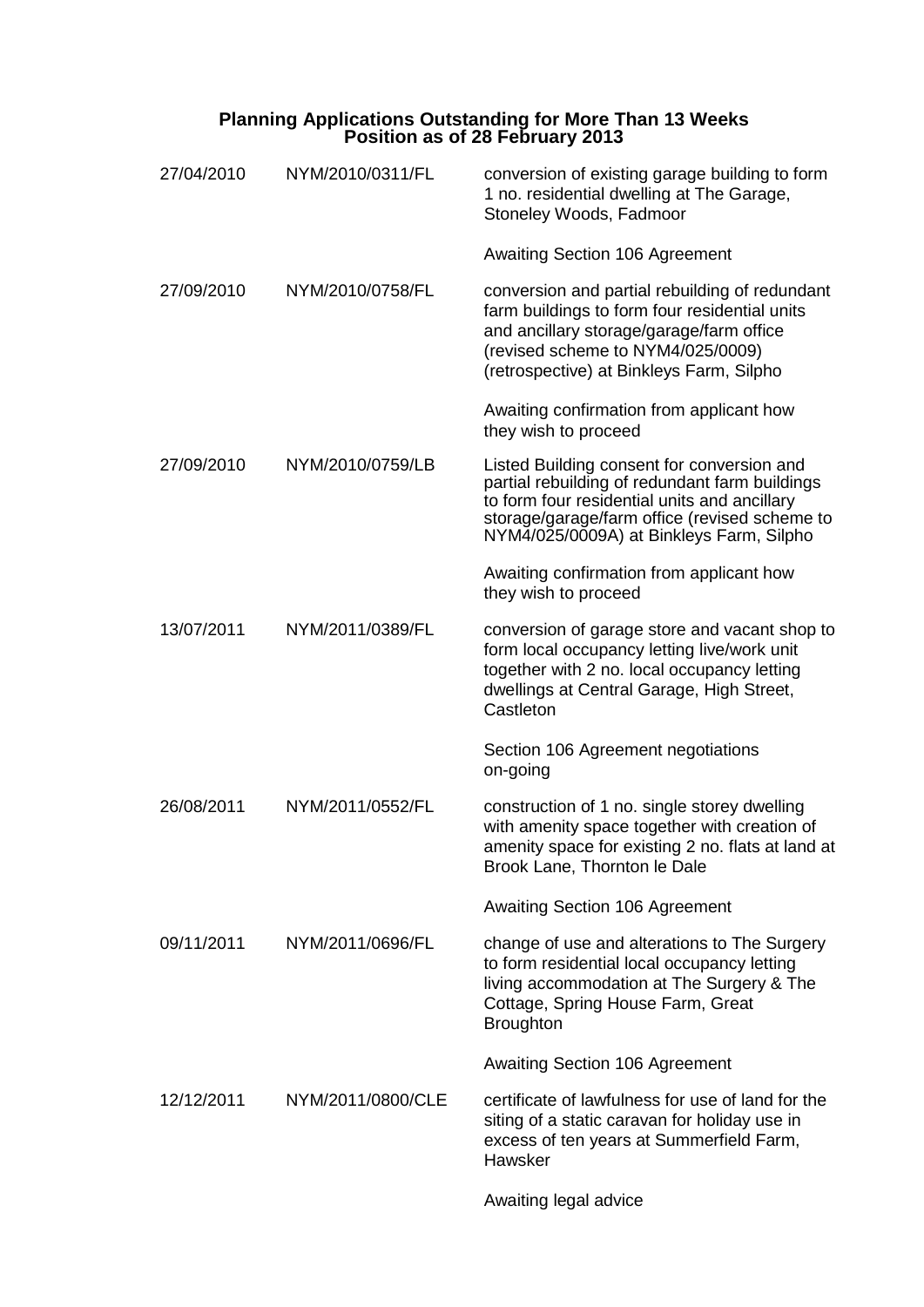## Planning Applications Outstanding for More Than 13 Weeks
## Position as of 28 February 2013

| Date | Reference | Details |
|---|---|---|
| 27/04/2010 | NYM/2010/0311/FL | conversion of existing garage building to form 1 no. residential dwelling at The Garage, Stoneley Woods, Fadmoor<br><br>Awaiting Section 106 Agreement |
| 27/09/2010 | NYM/2010/0758/FL | conversion and partial rebuilding of redundant farm buildings to form four residential units and ancillary storage/garage/farm office (revised scheme to NYM4/025/0009) (retrospective) at Binkleys Farm, Silpho<br><br>Awaiting confirmation from applicant how they wish to proceed |
| 27/09/2010 | NYM/2010/0759/LB | Listed Building consent for conversion and partial rebuilding of redundant farm buildings to form four residential units and ancillary storage/garage/farm office (revised scheme to NYM4/025/0009A) at Binkleys Farm, Silpho<br><br>Awaiting confirmation from applicant how they wish to proceed |
| 13/07/2011 | NYM/2011/0389/FL | conversion of garage store and vacant shop to form local occupancy letting live/work unit together with 2 no. local occupancy letting dwellings at Central Garage, High Street, Castleton<br><br>Section 106 Agreement negotiations on-going |
| 26/08/2011 | NYM/2011/0552/FL | construction of 1 no. single storey dwelling with amenity space together with creation of amenity space for existing 2 no. flats at land at Brook Lane, Thornton le Dale<br><br>Awaiting Section 106 Agreement |
| 09/11/2011 | NYM/2011/0696/FL | change of use and alterations to The Surgery to form residential local occupancy letting living accommodation at The Surgery & The Cottage, Spring House Farm, Great Broughton<br><br>Awaiting Section 106 Agreement |
| 12/12/2011 | NYM/2011/0800/CLE | certificate of lawfulness for use of land for the siting of a static caravan for holiday use in excess of ten years at Summerfield Farm, Hawsker<br><br>Awaiting legal advice |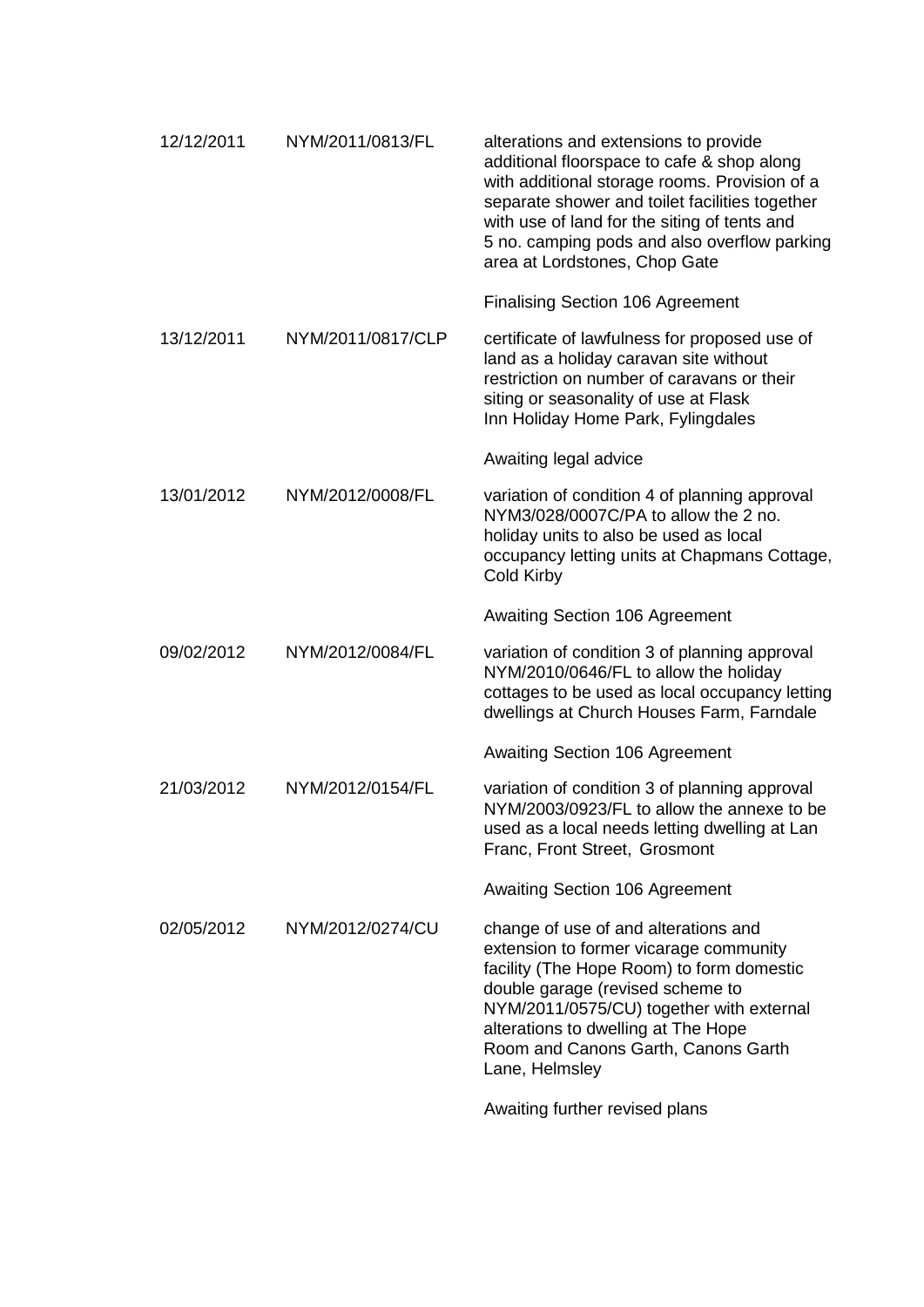| | | |
|---|---|---|
| 12/12/2011 | NYM/2011/0813/FL | alterations and extensions to provide additional floorspace to cafe & shop along with additional storage rooms. Provision of a separate shower and toilet facilities together with use of land for the siting of tents and 5 no. camping pods and also overflow parking area at Lordstones, Chop Gate<br><br>Finalising Section 106 Agreement |
| 13/12/2011 | NYM/2011/0817/CLP | certificate of lawfulness for proposed use of land as a holiday caravan site without restriction on number of caravans or their siting or seasonality of use at Flask Inn Holiday Home Park, Fylingdales<br><br>Awaiting legal advice |
| 13/01/2012 | NYM/2012/0008/FL | variation of condition 4 of planning approval NYM3/028/0007C/PA to allow the 2 no. holiday units to also be used as local occupancy letting units at Chapmans Cottage, Cold Kirby<br><br>Awaiting Section 106 Agreement |
| 09/02/2012 | NYM/2012/0084/FL | variation of condition 3 of planning approval NYM/2010/0646/FL to allow the holiday cottages to be used as local occupancy letting dwellings at Church Houses Farm, Farndale<br><br>Awaiting Section 106 Agreement |
| 21/03/2012 | NYM/2012/0154/FL | variation of condition 3 of planning approval NYM/2003/0923/FL to allow the annexe to be used as a local needs letting dwelling at Lan Franc, Front Street, Grosmont<br><br>Awaiting Section 106 Agreement |
| 02/05/2012 | NYM/2012/0274/CU | change of use of and alterations and extension to former vicarage community facility (The Hope Room) to form domestic double garage (revised scheme to NYM/2011/0575/CU) together with external alterations to dwelling at The Hope Room and Canons Garth, Canons Garth Lane, Helmsley<br><br>Awaiting further revised plans |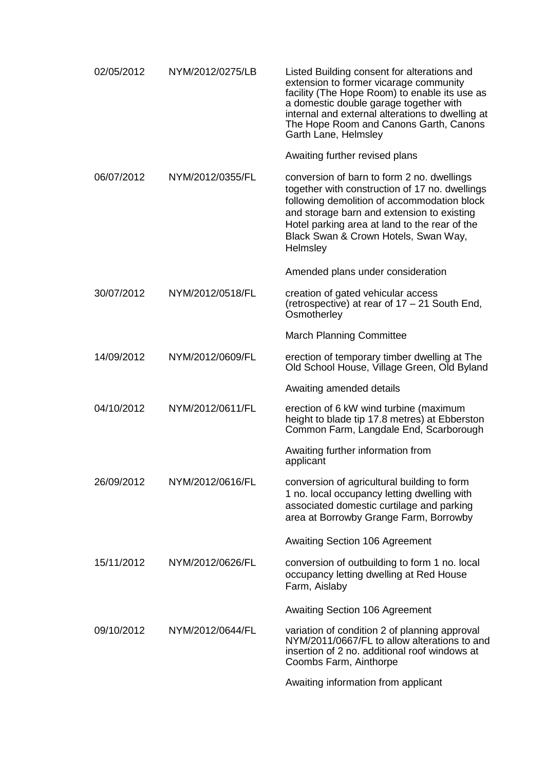| | | |
|---|---|---|
| 02/05/2012 | NYM/2012/0275/LB | Listed Building consent for alterations and extension to former vicarage community facility (The Hope Room) to enable its use as a domestic double garage together with internal and external alterations to dwelling at The Hope Room and Canons Garth, Canons Garth Lane, Helmsley<br><br>Awaiting further revised plans |
| 06/07/2012 | NYM/2012/0355/FL | conversion of barn to form 2 no. dwellings together with construction of 17 no. dwellings following demolition of accommodation block and storage barn and extension to existing Hotel parking area at land to the rear of the Black Swan & Crown Hotels, Swan Way, Helmsley<br><br>Amended plans under consideration |
| 30/07/2012 | NYM/2012/0518/FL | creation of gated vehicular access (retrospective) at rear of 17 – 21 South End, Osmotherley<br><br>March Planning Committee |
| 14/09/2012 | NYM/2012/0609/FL | erection of temporary timber dwelling at The Old School House, Village Green, Old Byland<br><br>Awaiting amended details |
| 04/10/2012 | NYM/2012/0611/FL | erection of 6 kW wind turbine (maximum height to blade tip 17.8 metres) at Ebberston Common Farm, Langdale End, Scarborough<br><br>Awaiting further information from applicant |
| 26/09/2012 | NYM/2012/0616/FL | conversion of agricultural building to form 1 no. local occupancy letting dwelling with associated domestic curtilage and parking area at Borrowby Grange Farm, Borrowby<br><br>Awaiting Section 106 Agreement |
| 15/11/2012 | NYM/2012/0626/FL | conversion of outbuilding to form 1 no. local occupancy letting dwelling at Red House Farm, Aislaby<br><br>Awaiting Section 106 Agreement |
| 09/10/2012 | NYM/2012/0644/FL | variation of condition 2 of planning approval NYM/2011/0667/FL to allow alterations to and insertion of 2 no. additional roof windows at Coombs Farm, Ainthorpe<br><br>Awaiting information from applicant |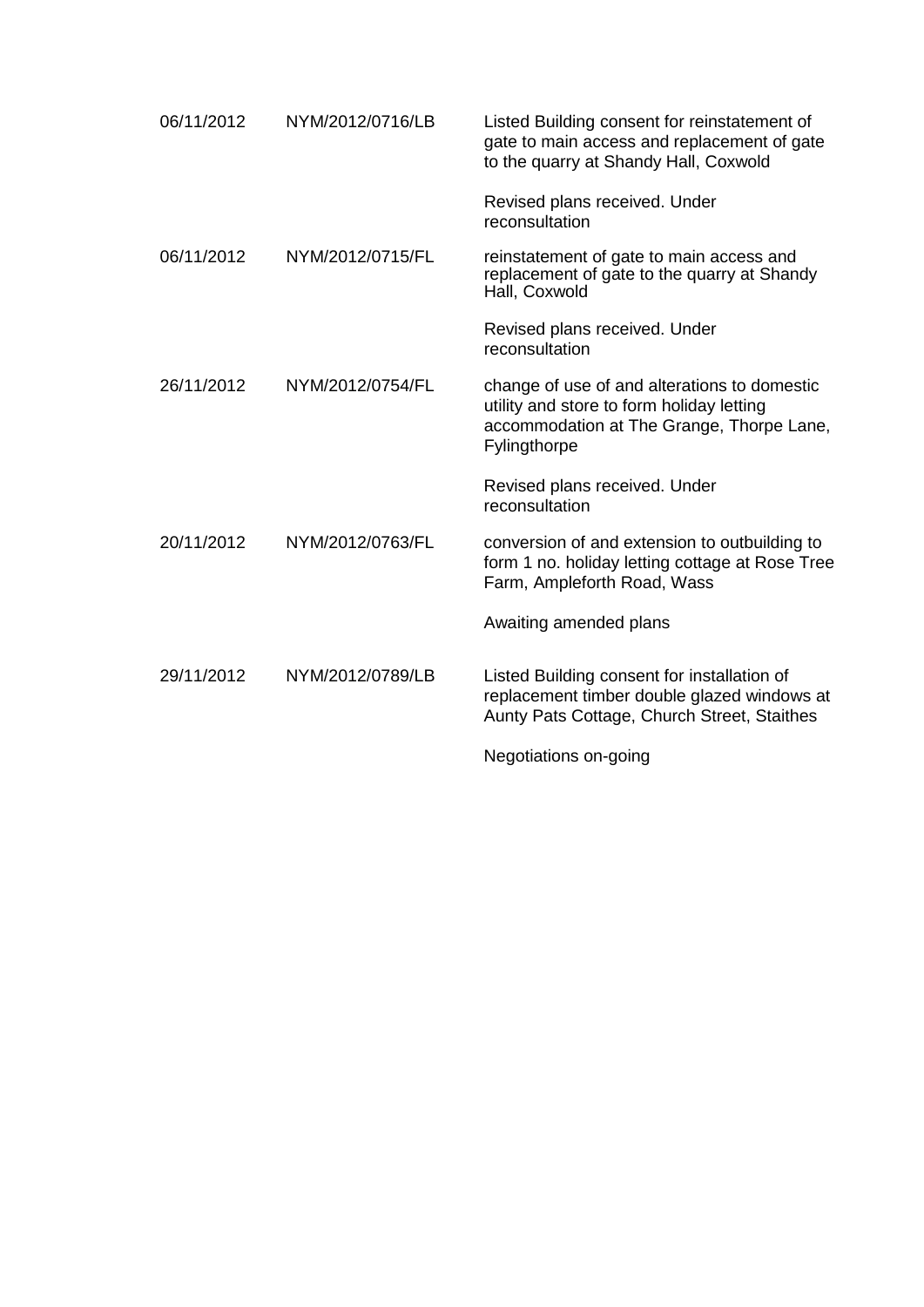| | | |
|---|---|---|
| 06/11/2012 | NYM/2012/0716/LB | Listed Building consent for reinstatement of gate to main access and replacement of gate to the quarry at Shandy Hall, Coxwold<br><br>Revised plans received. Under reconsultation |
| 06/11/2012 | NYM/2012/0715/FL | reinstatement of gate to main access and replacement of gate to the quarry at Shandy Hall, Coxwold<br><br>Revised plans received. Under reconsultation |
| 26/11/2012 | NYM/2012/0754/FL | change of use of and alterations to domestic utility and store to form holiday letting accommodation at The Grange, Thorpe Lane, Fylingthorpe<br><br>Revised plans received. Under reconsultation |
| 20/11/2012 | NYM/2012/0763/FL | conversion of and extension to outbuilding to form 1 no. holiday letting cottage at Rose Tree Farm, Ampleforth Road, Wass<br><br>Awaiting amended plans |
| 29/11/2012 | NYM/2012/0789/LB | Listed Building consent for installation of replacement timber double glazed windows at Aunty Pats Cottage, Church Street, Staithes<br><br>Negotiations on-going |